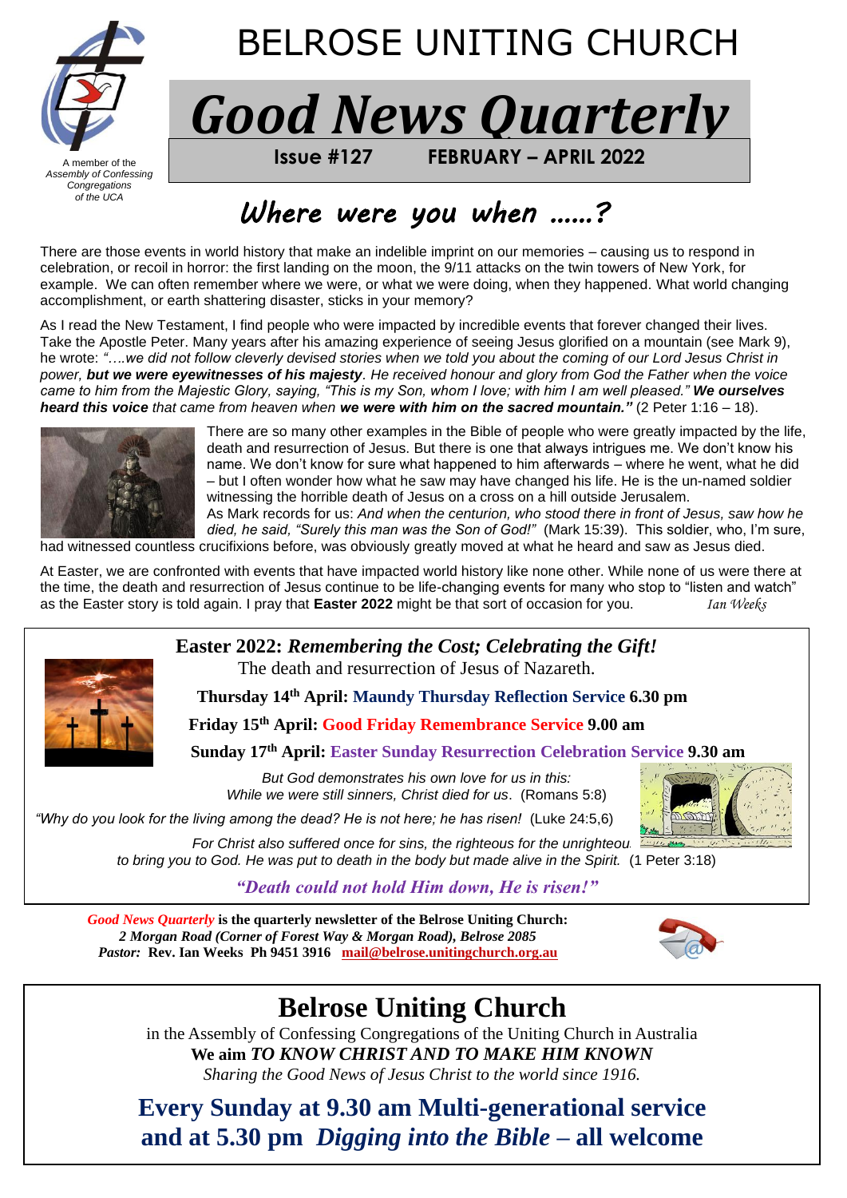A member of the *Assembly of Confessing Congregations of the UCA*

# BELROSE UNITING CHURCH

# *Good News Quarterly*

**Issue #127 FEBRUARY – APRIL 2022**

## *Where were you when ……?*

There are those events in world history that make an indelible imprint on our memories – causing us to respond in celebration, or recoil in horror: the first landing on the moon, the 9/11 attacks on the twin towers of New York, for example. We can often remember where we were, or what we were doing, when they happened. What world changing accomplishment, or earth shattering disaster, sticks in your memory?

As I read the New Testament, I find people who were impacted by incredible events that forever changed their lives. Take the Apostle Peter. Many years after his amazing experience of seeing Jesus glorified on a mountain (see Mark 9), he wrote: *"….we did not follow cleverly devised stories when we told you about the coming of our Lord Jesus Christ in power, **but we were eyewitnesses of his majesty**. He received honour and glory from God the Father when the voice came to him from the Majestic Glory, saying, "This is my Son, whom I love; with him I am well pleased." **We ourselves heard this voice** that came from heaven when **we were with him on the sacred mountain."*** (2 Peter 1:16 – 18).

There are so many other examples in the Bible of people who were greatly impacted by the life, death and resurrection of Jesus. But there is one that always intrigues me. We don't know his name. We don't know for sure what happened to him afterwards – where he went, what he did – but I often wonder how what he saw may have changed his life. He is the un-named soldier witnessing the horrible death of Jesus on a cross on a hill outside Jerusalem.
As Mark records for us: *And when the centurion, who stood there in front of Jesus, saw how he died, he said, "Surely this man was the Son of God!"* (Mark 15:39). This soldier, who, I'm sure, had witnessed countless crucifixions before, was obviously greatly moved at what he heard and saw as Jesus died.

At Easter, we are confronted with events that have impacted world history like none other. While none of us were there at the time, the death and resurrection of Jesus continue to be life-changing events for many who stop to "listen and watch" as the Easter story is told again. I pray that **Easter 2022** might be that sort of occasion for you. *Ian Weeks*

---

**Easter 2022:** ***Remembering the Cost; Celebrating the Gift!***
The death and resurrection of Jesus of Nazareth.

**Thursday 14th April: Maundy Thursday Reflection Service 6.30 pm**

**Friday 15th April: Good Friday Remembrance Service 9.00 am**

**Sunday 17th April: Easter Sunday Resurrection Celebration Service 9.30 am**

*But God demonstrates his own love for us in this: While we were still sinners, Christ died for us*. (Romans 5:8)

*"Why do you look for the living among the dead? He is not here; he has risen!* (Luke 24:5,6)

*For Christ also suffered once for sins, the righteous for the unrighteous, to bring you to God. He was put to death in the body but made alive in the Spirit.* (1 Peter 3:18)

***"Death could not hold Him down, He is risen!"***

---

***Good News Quarterly*** **is the quarterly newsletter of the Belrose Uniting Church:**
***2 Morgan Road (Corner of Forest Way & Morgan Road), Belrose 2085***
***Pastor:*** **Rev. Ian Weeks Ph 9451 3916 mail@belrose.unitingchurch.org.au**

---

## Belrose Uniting Church

in the Assembly of Confessing Congregations of the Uniting Church in Australia
**We aim** ***TO KNOW CHRIST AND TO MAKE HIM KNOWN***
*Sharing the Good News of Jesus Christ to the world since 1916.*

**Every Sunday at 9.30 am Multi-generational service and at 5.30 pm** ***Digging into the Bible*** **– all welcome**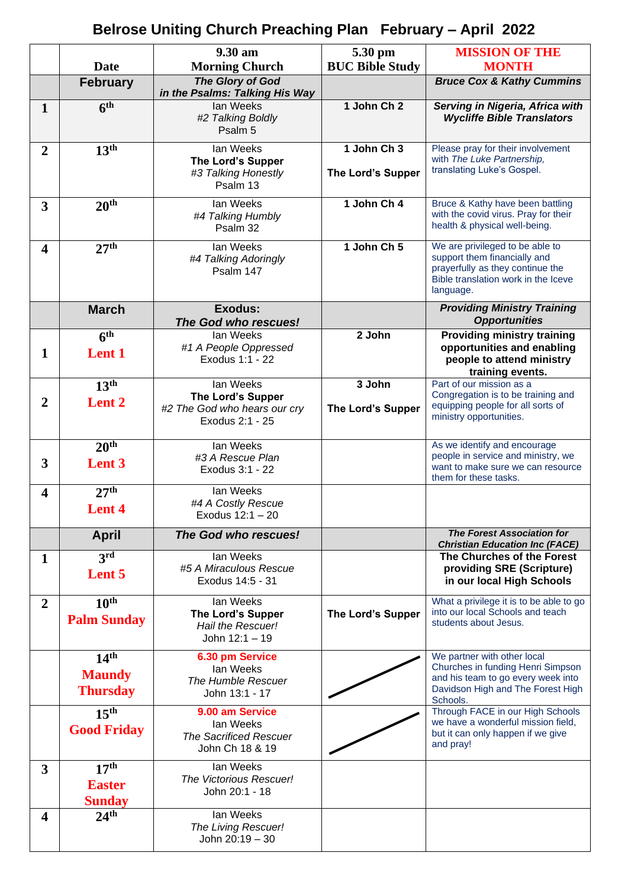# Belrose Uniting Church Preaching Plan February – April 2022

| | Date | 9.30 am Morning Church | 5.30 pm BUC Bible Study | MISSION OF THE MONTH |
|---|---|---|---|---|
| | **February** | ***The Glory of God in the Psalms: Talking His Way*** | | ***Bruce Cox & Kathy Cummins*** |
| **1** | **6th** | Ian Weeks<br>*#2 Talking Boldly*<br>Psalm 5 | **1 John Ch 2** | ***Serving in Nigeria, Africa with Wycliffe Bible Translators*** |
| **2** | **13th** | Ian Weeks<br>**The Lord's Supper**<br>*#3 Talking Honestly*<br>Psalm 13 | **1 John Ch 3**<br>**The Lord's Supper** | Please pray for their involvement with *The Luke Partnership,* translating Luke's Gospel. |
| **3** | **20th** | Ian Weeks<br>*#4 Talking Humbly*<br>Psalm 32 | **1 John Ch 4** | Bruce & Kathy have been battling with the covid virus. Pray for their health & physical well-being. |
| **4** | **27th** | Ian Weeks<br>*#4 Talking Adoringly*<br>Psalm 147 | **1 John Ch 5** | We are privileged to be able to support them financially and prayerfully as they continue the Bible translation work in the Iceve language. |
| | **March** | **Exodus:**<br>***The God who rescues!*** | | ***Providing Ministry Training Opportunities*** |
| **1** | **6th**<br>**Lent 1** | Ian Weeks<br>*#1 A People Oppressed*<br>Exodus 1:1 - 22 | **2 John** | **Providing ministry training opportunities and enabling people to attend ministry training events.** |
| **2** | **13th**<br>**Lent 2** | Ian Weeks<br>**The Lord's Supper**<br>*#2 The God who hears our cry*<br>Exodus 2:1 - 25 | **3 John**<br>**The Lord's Supper** | Part of our mission as a Congregation is to be training and equipping people for all sorts of ministry opportunities. |
| **3** | **20th**<br>**Lent 3** | Ian Weeks<br>*#3 A Rescue Plan*<br>Exodus 3:1 - 22 | | As we identify and encourage people in service and ministry, we want to make sure we can resource them for these tasks. |
| **4** | **27th**<br>**Lent 4** | Ian Weeks<br>*#4 A Costly Rescue*<br>Exodus 12:1 – 20 | | |
| | **April** | ***The God who rescues!*** | | ***The Forest Association for Christian Education Inc (FACE)*** |
| **1** | **3rd**<br>**Lent 5** | Ian Weeks<br>*#5 A Miraculous Rescue*<br>Exodus 14:5 - 31 | | **The Churches of the Forest providing SRE (Scripture) in our local High Schools** |
| **2** | **10th**<br>**Palm Sunday** | Ian Weeks<br>**The Lord's Supper**<br>*Hail the Rescuer!*<br>John 12:1 – 19 | **The Lord's Supper** | What a privilege it is to be able to go into our local Schools and teach students about Jesus. |
| | **14th**<br>**Maundy Thursday** | **6.30 pm Service**<br>Ian Weeks<br>*The Humble Rescuer*<br>John 13:1 - 17 | — | We partner with other local Churches in funding Henri Simpson and his team to go every week into Davidson High and The Forest High Schools. |
| | **15th**<br>**Good Friday** | **9.00 am Service**<br>Ian Weeks<br>*The Sacrificed Rescuer*<br>John Ch 18 & 19 | — | Through FACE in our High Schools we have a wonderful mission field, but it can only happen if we give and pray! |
| **3** | **17th**<br>**Easter Sunday** | Ian Weeks<br>*The Victorious Rescuer!*<br>John 20:1 - 18 | | |
| **4** | **24th** | Ian Weeks<br>*The Living Rescuer!*<br>John 20:19 – 30 | | |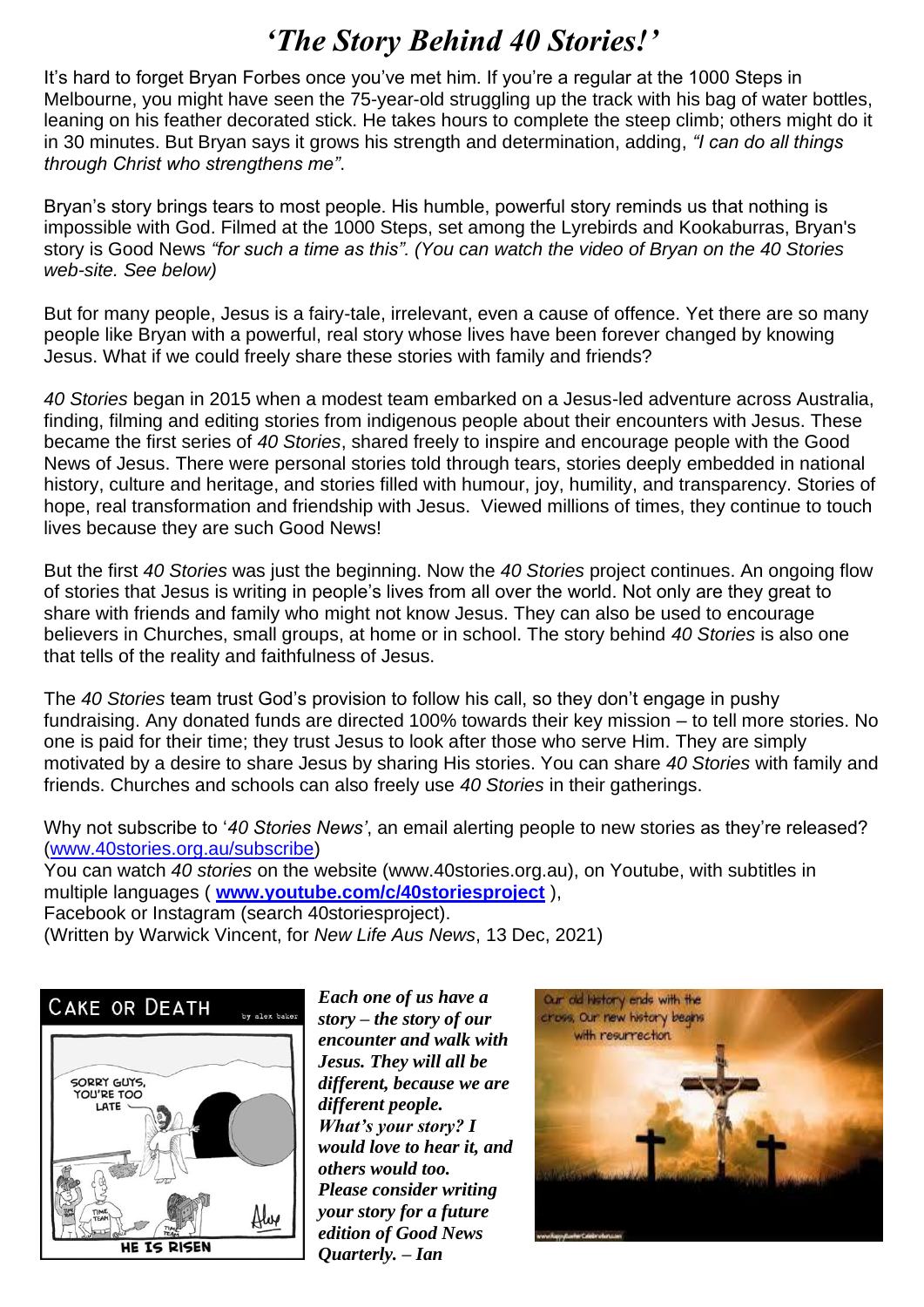# *'The Story Behind 40 Stories!'*

It's hard to forget Bryan Forbes once you've met him. If you're a regular at the 1000 Steps in Melbourne, you might have seen the 75-year-old struggling up the track with his bag of water bottles, leaning on his feather decorated stick. He takes hours to complete the steep climb; others might do it in 30 minutes. But Bryan says it grows his strength and determination, adding, *"I can do all things through Christ who strengthens me"*.

Bryan's story brings tears to most people. His humble, powerful story reminds us that nothing is impossible with God. Filmed at the 1000 Steps, set among the Lyrebirds and Kookaburras, Bryan's story is Good News *"for such a time as this". (You can watch the video of Bryan on the 40 Stories web-site. See below)*

But for many people, Jesus is a fairy-tale, irrelevant, even a cause of offence. Yet there are so many people like Bryan with a powerful, real story whose lives have been forever changed by knowing Jesus. What if we could freely share these stories with family and friends?

*40 Stories* began in 2015 when a modest team embarked on a Jesus-led adventure across Australia, finding, filming and editing stories from indigenous people about their encounters with Jesus. These became the first series of *40 Stories*, shared freely to inspire and encourage people with the Good News of Jesus. There were personal stories told through tears, stories deeply embedded in national history, culture and heritage, and stories filled with humour, joy, humility, and transparency. Stories of hope, real transformation and friendship with Jesus. Viewed millions of times, they continue to touch lives because they are such Good News!

But the first *40 Stories* was just the beginning. Now the *40 Stories* project continues. An ongoing flow of stories that Jesus is writing in people's lives from all over the world. Not only are they great to share with friends and family who might not know Jesus. They can also be used to encourage believers in Churches, small groups, at home or in school. The story behind *40 Stories* is also one that tells of the reality and faithfulness of Jesus.

The *40 Stories* team trust God's provision to follow his call, so they don't engage in pushy fundraising. Any donated funds are directed 100% towards their key mission – to tell more stories. No one is paid for their time; they trust Jesus to look after those who serve Him. They are simply motivated by a desire to share Jesus by sharing His stories. You can share *40 Stories* with family and friends. Churches and schools can also freely use *40 Stories* in their gatherings.

Why not subscribe to '*40 Stories News'*, an email alerting people to new stories as they're released? (www.40stories.org.au/subscribe)
You can watch *40 stories* on the website (www.40stories.org.au), on Youtube, with subtitles in multiple languages ( **www.youtube.com/c/40storiesproject** ),
Facebook or Instagram (search 40storiesproject).
(Written by Warwick Vincent, for *New Life Aus News*, 13 Dec, 2021)

***Each one of us have a story – the story of our encounter and walk with Jesus. They will all be different, because we are different people. What's your story? I would love to hear it, and others would too. Please consider writing your story for a future edition of Good News Quarterly. – Ian***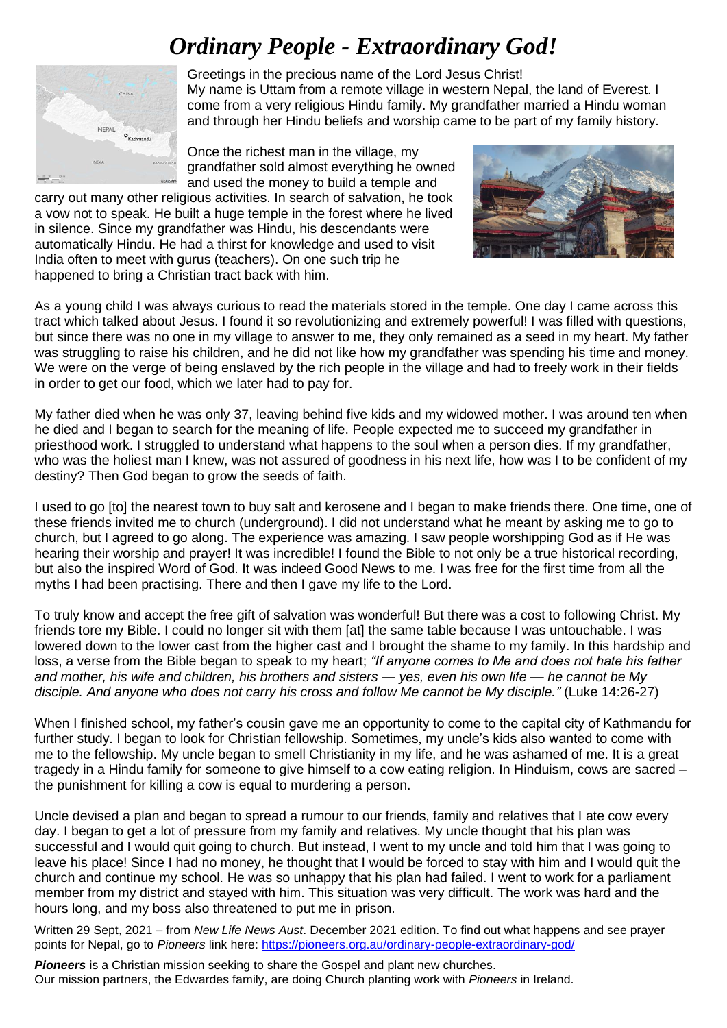# *Ordinary People - Extraordinary God!*

Greetings in the precious name of the Lord Jesus Christ!
My name is Uttam from a remote village in western Nepal, the land of Everest. I come from a very religious Hindu family. My grandfather married a Hindu woman and through her Hindu beliefs and worship came to be part of my family history.

Once the richest man in the village, my grandfather sold almost everything he owned and used the money to build a temple and carry out many other religious activities. In search of salvation, he took a vow not to speak. He built a huge temple in the forest where he lived in silence. Since my grandfather was Hindu, his descendants were automatically Hindu. He had a thirst for knowledge and used to visit India often to meet with gurus (teachers). On one such trip he happened to bring a Christian tract back with him.

As a young child I was always curious to read the materials stored in the temple. One day I came across this tract which talked about Jesus. I found it so revolutionizing and extremely powerful! I was filled with questions, but since there was no one in my village to answer to me, they only remained as a seed in my heart. My father was struggling to raise his children, and he did not like how my grandfather was spending his time and money. We were on the verge of being enslaved by the rich people in the village and had to freely work in their fields in order to get our food, which we later had to pay for.

My father died when he was only 37, leaving behind five kids and my widowed mother. I was around ten when he died and I began to search for the meaning of life. People expected me to succeed my grandfather in priesthood work. I struggled to understand what happens to the soul when a person dies. If my grandfather, who was the holiest man I knew, was not assured of goodness in his next life, how was I to be confident of my destiny? Then God began to grow the seeds of faith.

I used to go [to] the nearest town to buy salt and kerosene and I began to make friends there. One time, one of these friends invited me to church (underground). I did not understand what he meant by asking me to go to church, but I agreed to go along. The experience was amazing. I saw people worshipping God as if He was hearing their worship and prayer! It was incredible! I found the Bible to not only be a true historical recording, but also the inspired Word of God. It was indeed Good News to me. I was free for the first time from all the myths I had been practising. There and then I gave my life to the Lord.

To truly know and accept the free gift of salvation was wonderful! But there was a cost to following Christ. My friends tore my Bible. I could no longer sit with them [at] the same table because I was untouchable. I was lowered down to the lower cast from the higher cast and I brought the shame to my family. In this hardship and loss, a verse from the Bible began to speak to my heart; *"If anyone comes to Me and does not hate his father and mother, his wife and children, his brothers and sisters — yes, even his own life — he cannot be My disciple. And anyone who does not carry his cross and follow Me cannot be My disciple."* (Luke 14:26-27)

When I finished school, my father's cousin gave me an opportunity to come to the capital city of Kathmandu for further study. I began to look for Christian fellowship. Sometimes, my uncle's kids also wanted to come with me to the fellowship. My uncle began to smell Christianity in my life, and he was ashamed of me. It is a great tragedy in a Hindu family for someone to give himself to a cow eating religion. In Hinduism, cows are sacred – the punishment for killing a cow is equal to murdering a person.

Uncle devised a plan and began to spread a rumour to our friends, family and relatives that I ate cow every day. I began to get a lot of pressure from my family and relatives. My uncle thought that his plan was successful and I would quit going to church. But instead, I went to my uncle and told him that I was going to leave his place! Since I had no money, he thought that I would be forced to stay with him and I would quit the church and continue my school. He was so unhappy that his plan had failed. I went to work for a parliament member from my district and stayed with him. This situation was very difficult. The work was hard and the hours long, and my boss also threatened to put me in prison.

Written 29 Sept, 2021 – from *New Life News Aust*. December 2021 edition. To find out what happens and see prayer points for Nepal, go to *Pioneers* link here: https://pioneers.org.au/ordinary-people-extraordinary-god/

***Pioneers*** is a Christian mission seeking to share the Gospel and plant new churches.
Our mission partners, the Edwardes family, are doing Church planting work with *Pioneers* in Ireland.